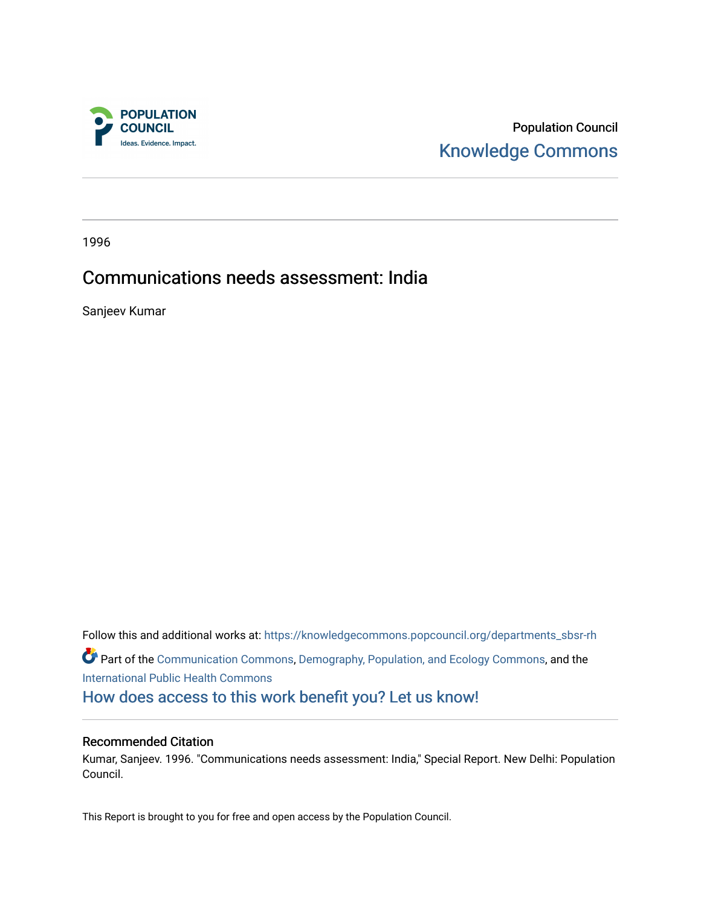Population Council
Knowledge Commons

1996

# Communications needs assessment: India

Sanjeev Kumar

Follow this and additional works at: https://knowledgecommons.popcouncil.org/departments_sbsr-rh

Part of the Communication Commons, Demography, Population, and Ecology Commons, and the International Public Health Commons

How does access to this work benefit you? Let us know!

### Recommended Citation

Kumar, Sanjeev. 1996. "Communications needs assessment: India," Special Report. New Delhi: Population Council.

This Report is brought to you for free and open access by the Population Council.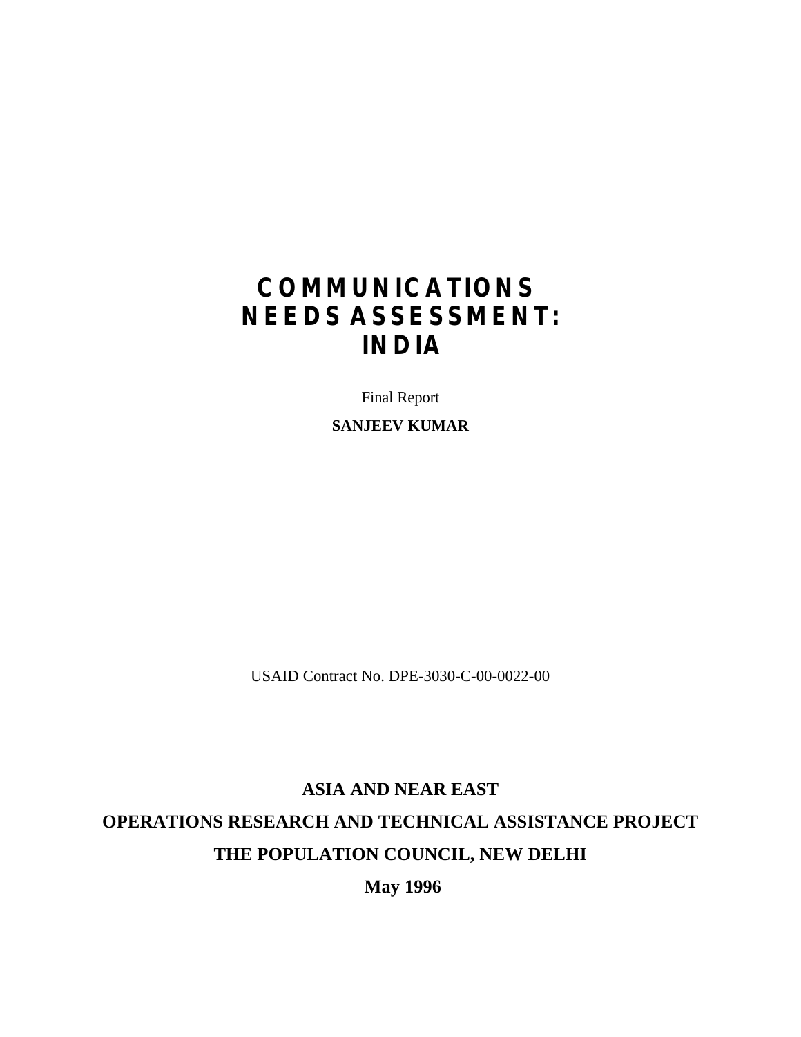# COMMUNICATIONS NEEDS ASSESSMENT: INDIA

Final Report

**SANJEEV KUMAR**

USAID Contract No. DPE-3030-C-00-0022-00

**ASIA AND NEAR EAST**

**OPERATIONS RESEARCH AND TECHNICAL ASSISTANCE PROJECT**

**THE POPULATION COUNCIL, NEW DELHI**

**May 1996**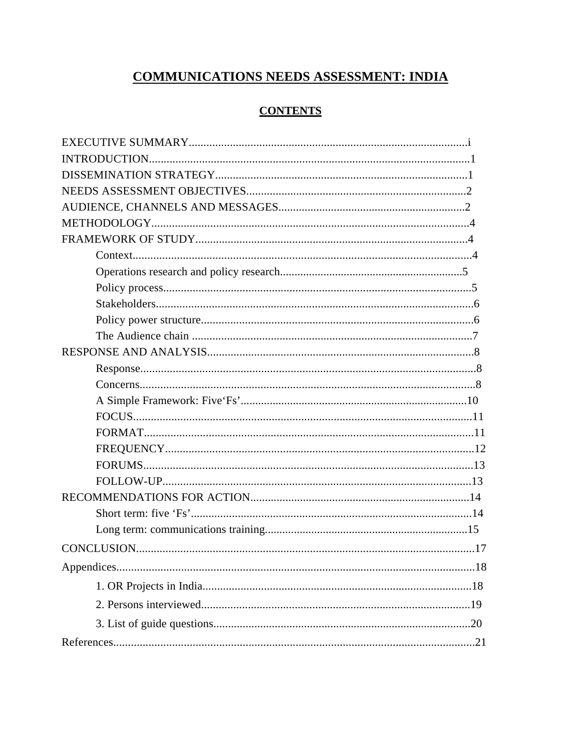# COMMUNICATIONS NEEDS ASSESSMENT: INDIA

## CONTENTS

EXECUTIVE SUMMARY...............................................................................................i
INTRODUCTION.............................................................................................................1
DISSEMINATION STRATEGY......................................................................................1
NEEDS ASSESSMENT OBJECTIVES...........................................................................2
AUDIENCE, CHANNELS AND MESSAGES................................................................2
METHODOLOGY............................................................................................................4
FRAMEWORK OF STUDY............................................................................................4
- Context....................................................................................................................4
- Operations research and policy research..............................................................5
- Policy process.........................................................................................................5
- Stakeholders............................................................................................................6
- Policy power structure.............................................................................................6
- The Audience chain ................................................................................................7

RESPONSE AND ANALYSIS..........................................................................................8
- Response..................................................................................................................8
- Concerns..................................................................................................................8
- A Simple Framework: Five'Fs'.............................................................................10
- FOCUS...................................................................................................................11
- FORMAT................................................................................................................11
- FREQUENCY.........................................................................................................12
- FORUMS................................................................................................................13
- FOLLOW-UP..........................................................................................................13

RECOMMENDATIONS FOR ACTION..........................................................................14
- Short term: five 'Fs'................................................................................................14
- Long term: communications training......................................................................15

CONCLUSION..................................................................................................................17
Appendices.........................................................................................................................18
- 1. OR Projects in India............................................................................................18
- 2. Persons interviewed............................................................................................19
- 3. List of guide questions........................................................................................20

References..........................................................................................................................21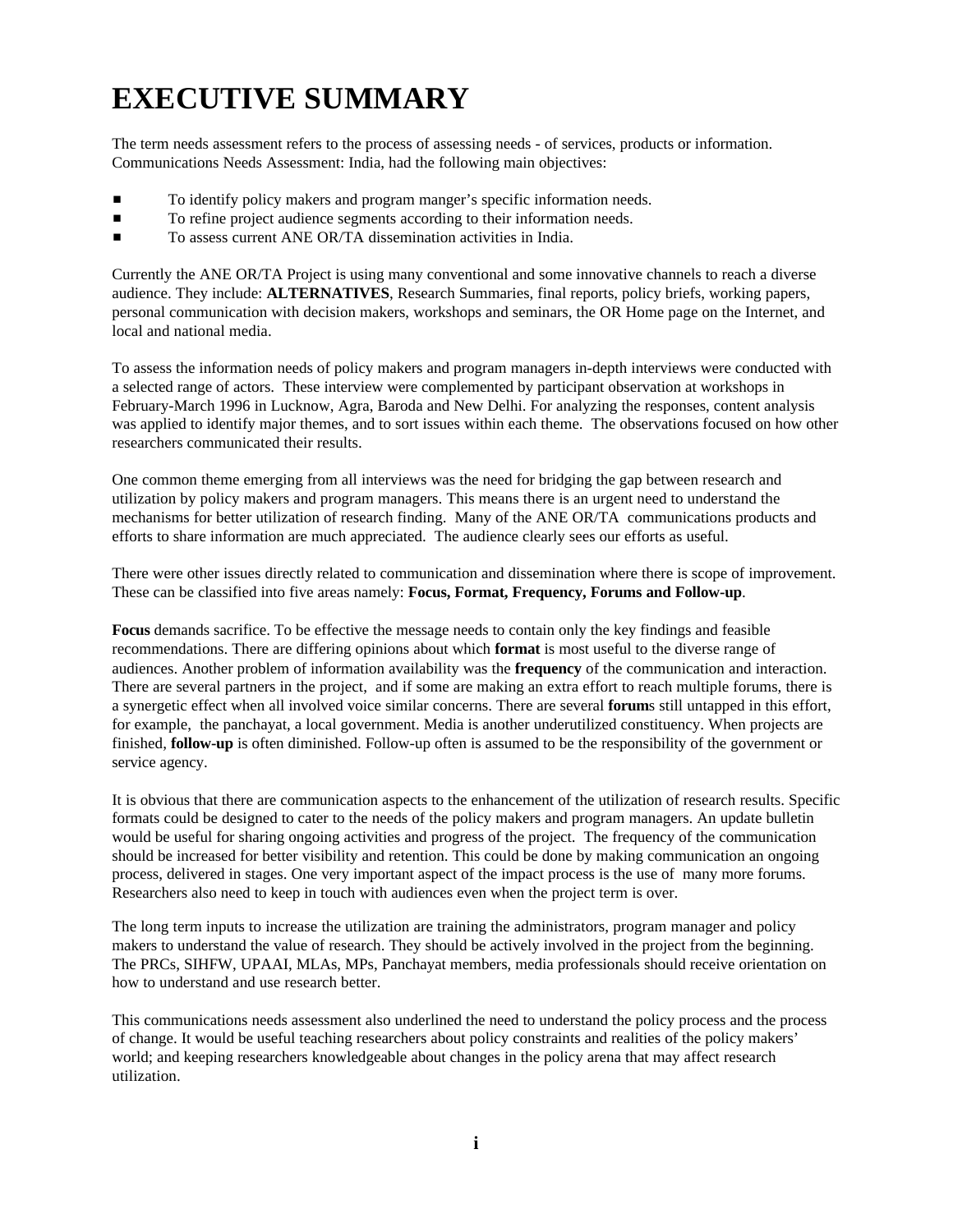# EXECUTIVE SUMMARY

The term needs assessment refers to the process of assessing needs - of services, products or information. Communications Needs Assessment: India, had the following main objectives:

- To identify policy makers and program manger's specific information needs.
- To refine project audience segments according to their information needs.
- To assess current ANE OR/TA dissemination activities in India.

Currently the ANE OR/TA Project is using many conventional and some innovative channels to reach a diverse audience. They include: **ALTERNATIVES**, Research Summaries, final reports, policy briefs, working papers, personal communication with decision makers, workshops and seminars, the OR Home page on the Internet, and local and national media.

To assess the information needs of policy makers and program managers in-depth interviews were conducted with a selected range of actors. These interview were complemented by participant observation at workshops in February-March 1996 in Lucknow, Agra, Baroda and New Delhi. For analyzing the responses, content analysis was applied to identify major themes, and to sort issues within each theme. The observations focused on how other researchers communicated their results.

One common theme emerging from all interviews was the need for bridging the gap between research and utilization by policy makers and program managers. This means there is an urgent need to understand the mechanisms for better utilization of research finding. Many of the ANE OR/TA communications products and efforts to share information are much appreciated. The audience clearly sees our efforts as useful.

There were other issues directly related to communication and dissemination where there is scope of improvement. These can be classified into five areas namely: **Focus, Format, Frequency, Forums and Follow-up**.

**Focus** demands sacrifice. To be effective the message needs to contain only the key findings and feasible recommendations. There are differing opinions about which **format** is most useful to the diverse range of audiences. Another problem of information availability was the **frequency** of the communication and interaction. There are several partners in the project, and if some are making an extra effort to reach multiple forums, there is a synergetic effect when all involved voice similar concerns. There are several **forum**s still untapped in this effort, for example, the panchayat, a local government. Media is another underutilized constituency. When projects are finished, **follow-up** is often diminished. Follow-up often is assumed to be the responsibility of the government or service agency.

It is obvious that there are communication aspects to the enhancement of the utilization of research results. Specific formats could be designed to cater to the needs of the policy makers and program managers. An update bulletin would be useful for sharing ongoing activities and progress of the project. The frequency of the communication should be increased for better visibility and retention. This could be done by making communication an ongoing process, delivered in stages. One very important aspect of the impact process is the use of many more forums. Researchers also need to keep in touch with audiences even when the project term is over.

The long term inputs to increase the utilization are training the administrators, program manager and policy makers to understand the value of research. They should be actively involved in the project from the beginning. The PRCs, SIHFW, UPAAI, MLAs, MPs, Panchayat members, media professionals should receive orientation on how to understand and use research better.

This communications needs assessment also underlined the need to understand the policy process and the process of change. It would be useful teaching researchers about policy constraints and realities of the policy makers' world; and keeping researchers knowledgeable about changes in the policy arena that may affect research utilization.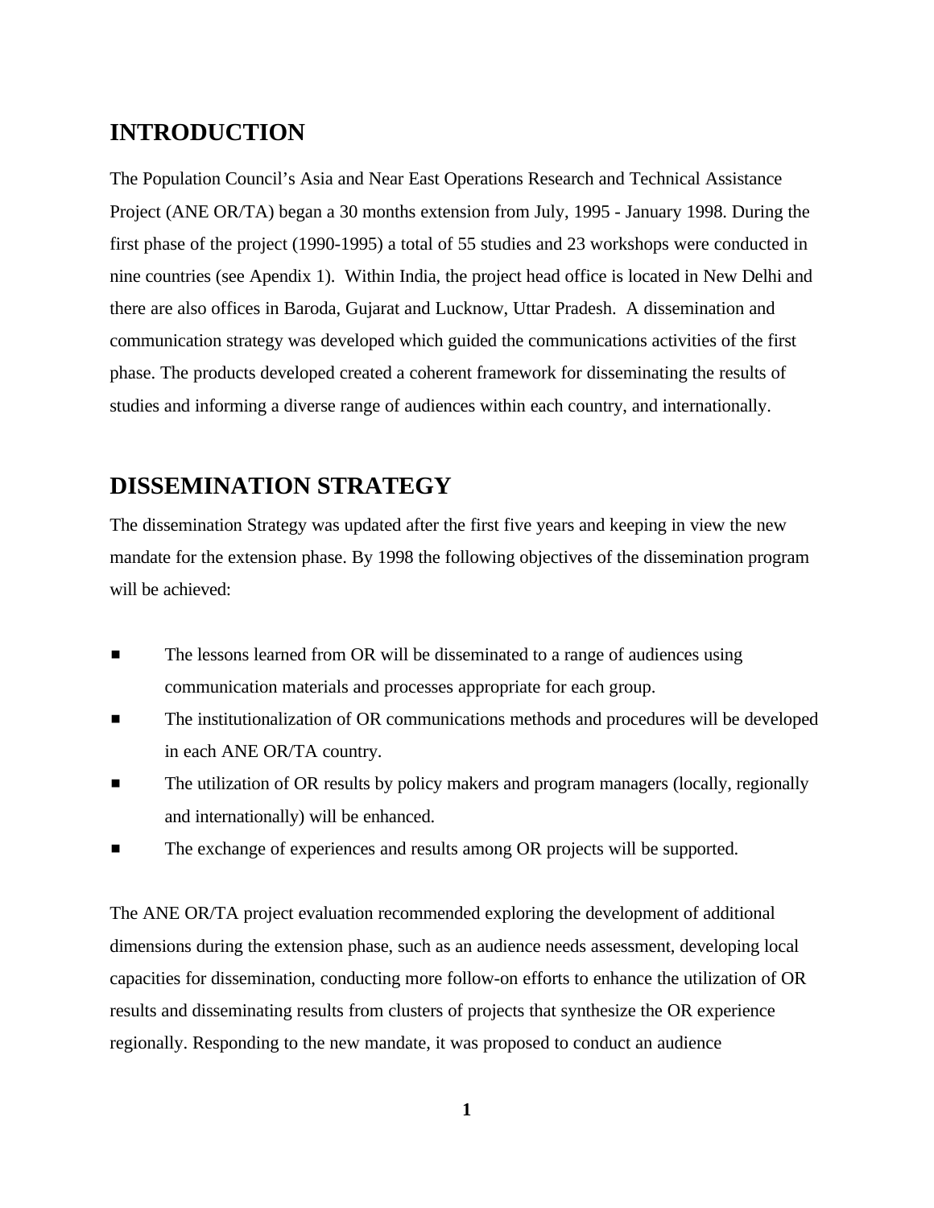## INTRODUCTION

The Population Council's Asia and Near East Operations Research and Technical Assistance Project (ANE OR/TA) began a 30 months extension from July, 1995 - January 1998. During the first phase of the project (1990-1995) a total of 55 studies and 23 workshops were conducted in nine countries (see Apendix 1). Within India, the project head office is located in New Delhi and there are also offices in Baroda, Gujarat and Lucknow, Uttar Pradesh. A dissemination and communication strategy was developed which guided the communications activities of the first phase. The products developed created a coherent framework for disseminating the results of studies and informing a diverse range of audiences within each country, and internationally.

## DISSEMINATION STRATEGY

The dissemination Strategy was updated after the first five years and keeping in view the new mandate for the extension phase. By 1998 the following objectives of the dissemination program will be achieved:

- The lessons learned from OR will be disseminated to a range of audiences using communication materials and processes appropriate for each group.
- The institutionalization of OR communications methods and procedures will be developed in each ANE OR/TA country.
- The utilization of OR results by policy makers and program managers (locally, regionally and internationally) will be enhanced.
- The exchange of experiences and results among OR projects will be supported.

The ANE OR/TA project evaluation recommended exploring the development of additional dimensions during the extension phase, such as an audience needs assessment, developing local capacities for dissemination, conducting more follow-on efforts to enhance the utilization of OR results and disseminating results from clusters of projects that synthesize the OR experience regionally. Responding to the new mandate, it was proposed to conduct an audience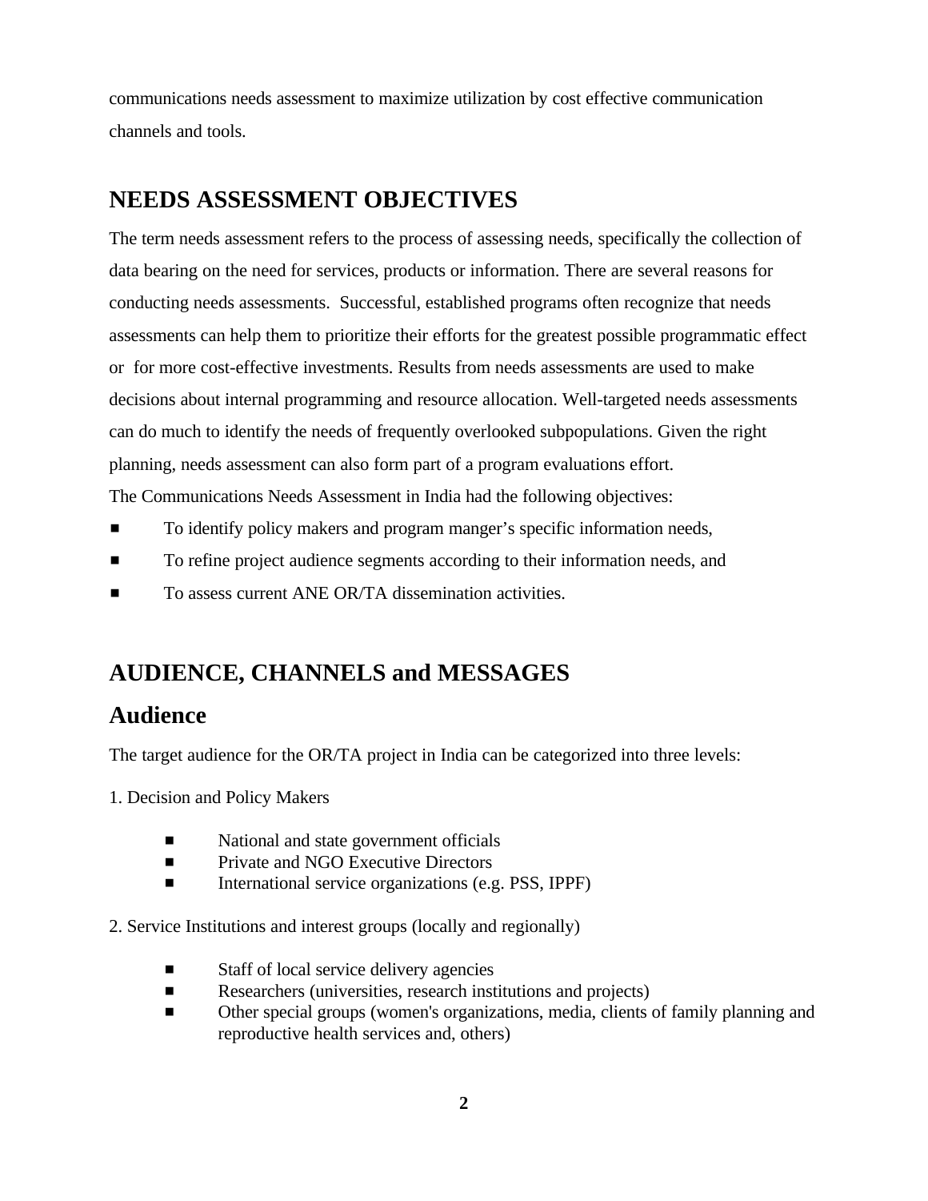communications needs assessment to maximize utilization by cost effective communication channels and tools.

## NEEDS ASSESSMENT OBJECTIVES

The term needs assessment refers to the process of assessing needs, specifically the collection of data bearing on the need for services, products or information. There are several reasons for conducting needs assessments. Successful, established programs often recognize that needs assessments can help them to prioritize their efforts for the greatest possible programmatic effect or for more cost-effective investments. Results from needs assessments are used to make decisions about internal programming and resource allocation. Well-targeted needs assessments can do much to identify the needs of frequently overlooked subpopulations. Given the right planning, needs assessment can also form part of a program evaluations effort.

The Communications Needs Assessment in India had the following objectives:

- To identify policy makers and program manger's specific information needs,
- To refine project audience segments according to their information needs, and
- To assess current ANE OR/TA dissemination activities.

## AUDIENCE, CHANNELS and MESSAGES

## Audience

The target audience for the OR/TA project in India can be categorized into three levels:

1. Decision and Policy Makers

   - National and state government officials
   - Private and NGO Executive Directors
   - International service organizations (e.g. PSS, IPPF)

2. Service Institutions and interest groups (locally and regionally)

   - Staff of local service delivery agencies
   - Researchers (universities, research institutions and projects)
   - Other special groups (women's organizations, media, clients of family planning and reproductive health services and, others)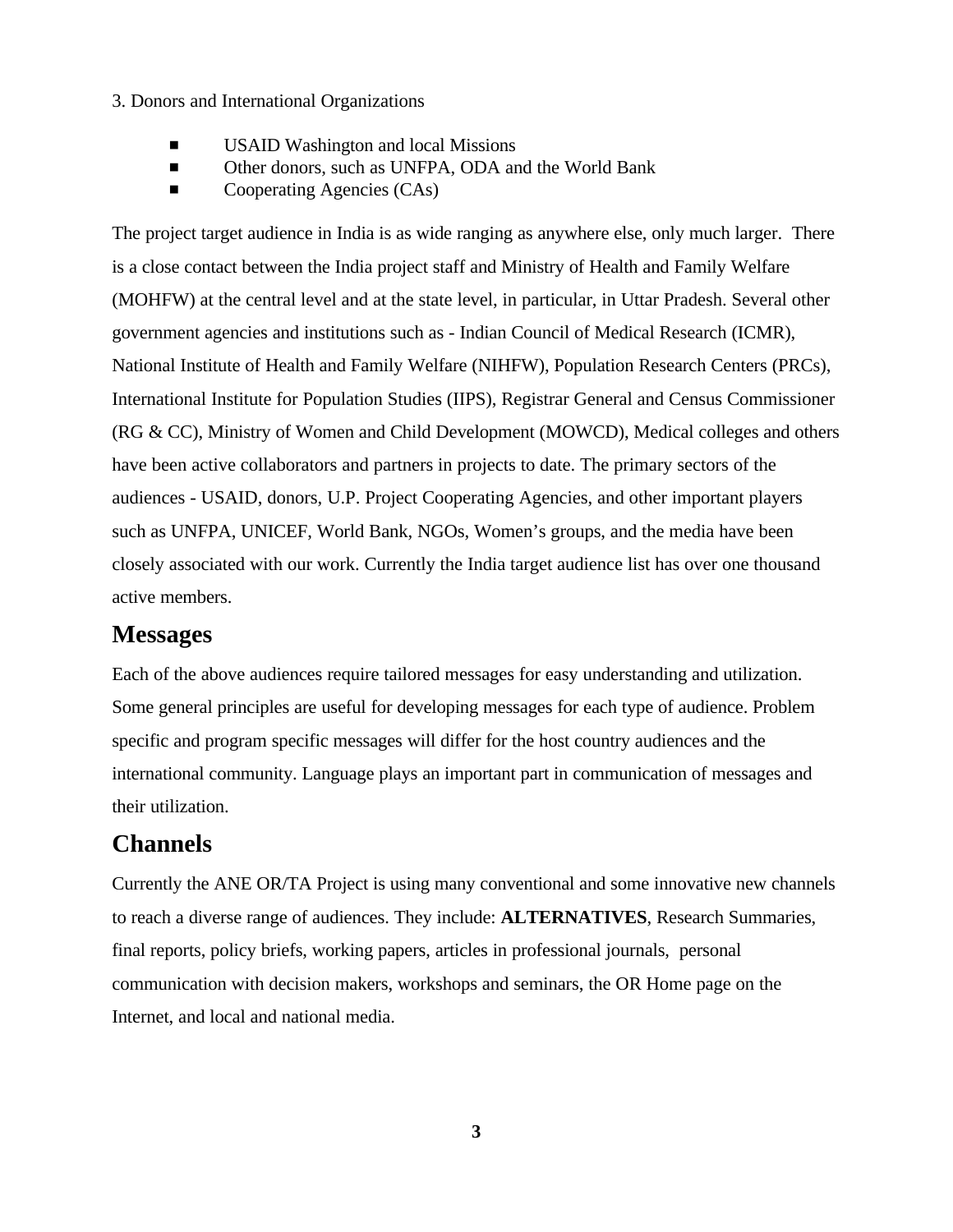3. Donors and International Organizations

- USAID Washington and local Missions
- Other donors, such as UNFPA, ODA and the World Bank
- Cooperating Agencies (CAs)

The project target audience in India is as wide ranging as anywhere else, only much larger. There is a close contact between the India project staff and Ministry of Health and Family Welfare (MOHFW) at the central level and at the state level, in particular, in Uttar Pradesh. Several other government agencies and institutions such as - Indian Council of Medical Research (ICMR), National Institute of Health and Family Welfare (NIHFW), Population Research Centers (PRCs), International Institute for Population Studies (IIPS), Registrar General and Census Commissioner (RG & CC), Ministry of Women and Child Development (MOWCD), Medical colleges and others have been active collaborators and partners in projects to date. The primary sectors of the audiences - USAID, donors, U.P. Project Cooperating Agencies, and other important players such as UNFPA, UNICEF, World Bank, NGOs, Women's groups, and the media have been closely associated with our work. Currently the India target audience list has over one thousand active members.

## Messages

Each of the above audiences require tailored messages for easy understanding and utilization. Some general principles are useful for developing messages for each type of audience. Problem specific and program specific messages will differ for the host country audiences and the international community. Language plays an important part in communication of messages and their utilization.

## Channels

Currently the ANE OR/TA Project is using many conventional and some innovative new channels to reach a diverse range of audiences. They include: **ALTERNATIVES**, Research Summaries, final reports, policy briefs, working papers, articles in professional journals, personal communication with decision makers, workshops and seminars, the OR Home page on the Internet, and local and national media.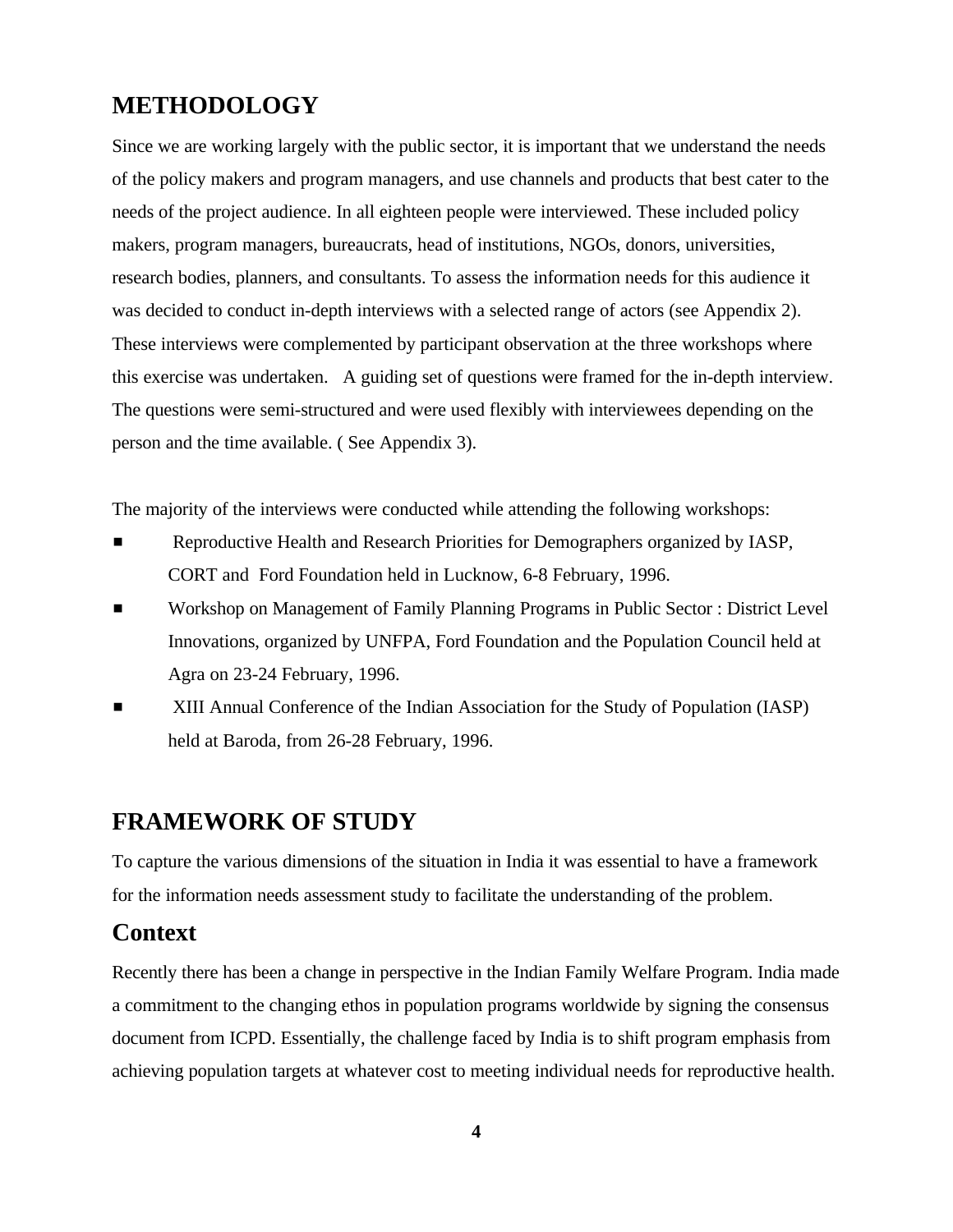## METHODOLOGY

Since we are working largely with the public sector, it is important that we understand the needs of the policy makers and program managers, and use channels and products that best cater to the needs of the project audience. In all eighteen people were interviewed. These included policy makers, program managers, bureaucrats, head of institutions, NGOs, donors, universities, research bodies, planners, and consultants. To assess the information needs for this audience it was decided to conduct in-depth interviews with a selected range of actors (see Appendix 2). These interviews were complemented by participant observation at the three workshops where this exercise was undertaken. A guiding set of questions were framed for the in-depth interview. The questions were semi-structured and were used flexibly with interviewees depending on the person and the time available. ( See Appendix 3).

The majority of the interviews were conducted while attending the following workshops:

- Reproductive Health and Research Priorities for Demographers organized by IASP, CORT and Ford Foundation held in Lucknow, 6-8 February, 1996.
- Workshop on Management of Family Planning Programs in Public Sector : District Level Innovations, organized by UNFPA, Ford Foundation and the Population Council held at Agra on 23-24 February, 1996.
- XIII Annual Conference of the Indian Association for the Study of Population (IASP) held at Baroda, from 26-28 February, 1996.

## FRAMEWORK OF STUDY

To capture the various dimensions of the situation in India it was essential to have a framework for the information needs assessment study to facilitate the understanding of the problem.

### Context

Recently there has been a change in perspective in the Indian Family Welfare Program. India made a commitment to the changing ethos in population programs worldwide by signing the consensus document from ICPD. Essentially, the challenge faced by India is to shift program emphasis from achieving population targets at whatever cost to meeting individual needs for reproductive health.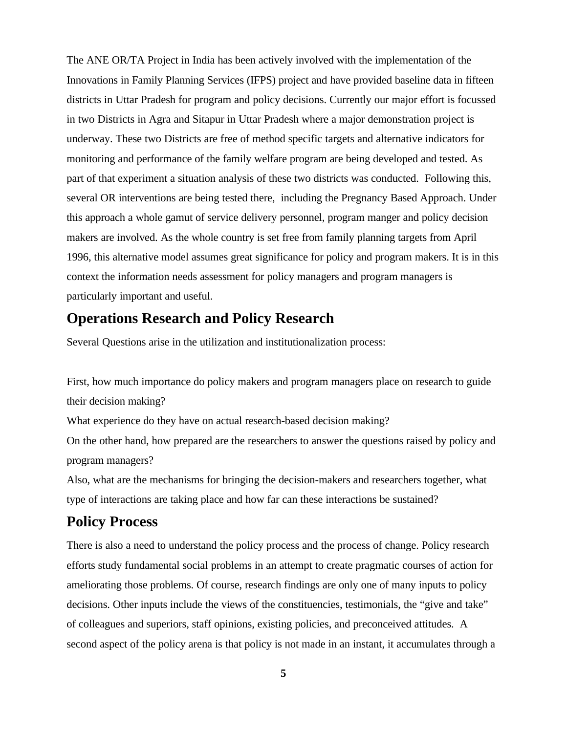The ANE OR/TA Project in India has been actively involved with the implementation of the Innovations in Family Planning Services (IFPS) project and have provided baseline data in fifteen districts in Uttar Pradesh for program and policy decisions. Currently our major effort is focussed in two Districts in Agra and Sitapur in Uttar Pradesh where a major demonstration project is underway. These two Districts are free of method specific targets and alternative indicators for monitoring and performance of the family welfare program are being developed and tested. As part of that experiment a situation analysis of these two districts was conducted. Following this, several OR interventions are being tested there, including the Pregnancy Based Approach. Under this approach a whole gamut of service delivery personnel, program manger and policy decision makers are involved. As the whole country is set free from family planning targets from April 1996, this alternative model assumes great significance for policy and program makers. It is in this context the information needs assessment for policy managers and program managers is particularly important and useful.

## Operations Research and Policy Research

Several Questions arise in the utilization and institutionalization process:

First, how much importance do policy makers and program managers place on research to guide their decision making?

What experience do they have on actual research-based decision making?

On the other hand, how prepared are the researchers to answer the questions raised by policy and program managers?

Also, what are the mechanisms for bringing the decision-makers and researchers together, what type of interactions are taking place and how far can these interactions be sustained?

## Policy Process

There is also a need to understand the policy process and the process of change. Policy research efforts study fundamental social problems in an attempt to create pragmatic courses of action for ameliorating those problems. Of course, research findings are only one of many inputs to policy decisions. Other inputs include the views of the constituencies, testimonials, the "give and take" of colleagues and superiors, staff opinions, existing policies, and preconceived attitudes. A second aspect of the policy arena is that policy is not made in an instant, it accumulates through a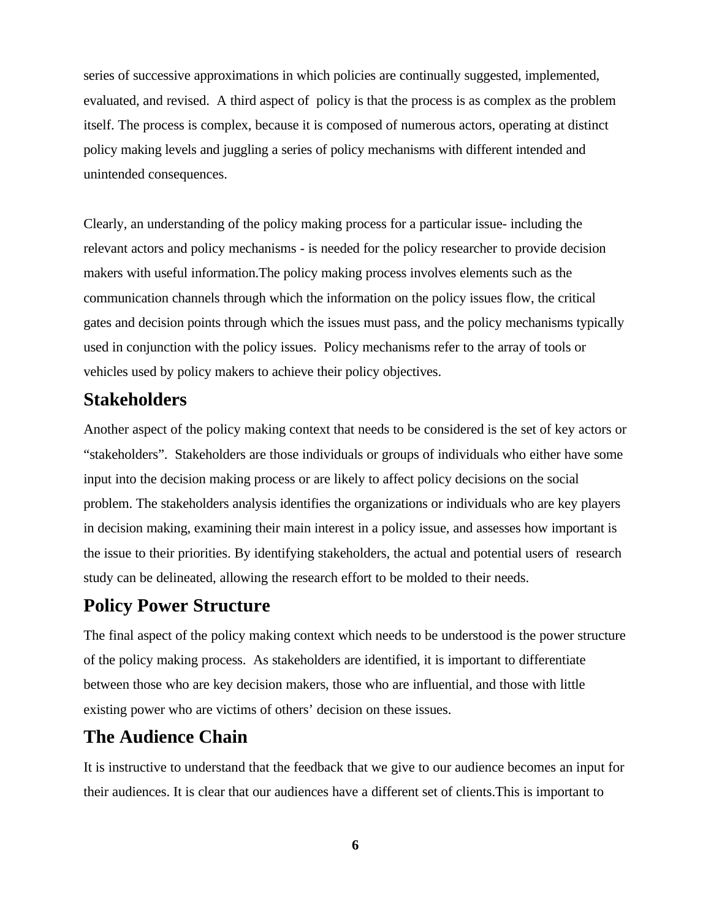series of successive approximations in which policies are continually suggested, implemented, evaluated, and revised. A third aspect of policy is that the process is as complex as the problem itself. The process is complex, because it is composed of numerous actors, operating at distinct policy making levels and juggling a series of policy mechanisms with different intended and unintended consequences.

Clearly, an understanding of the policy making process for a particular issue- including the relevant actors and policy mechanisms - is needed for the policy researcher to provide decision makers with useful information.The policy making process involves elements such as the communication channels through which the information on the policy issues flow, the critical gates and decision points through which the issues must pass, and the policy mechanisms typically used in conjunction with the policy issues. Policy mechanisms refer to the array of tools or vehicles used by policy makers to achieve their policy objectives.

## Stakeholders

Another aspect of the policy making context that needs to be considered is the set of key actors or "stakeholders". Stakeholders are those individuals or groups of individuals who either have some input into the decision making process or are likely to affect policy decisions on the social problem. The stakeholders analysis identifies the organizations or individuals who are key players in decision making, examining their main interest in a policy issue, and assesses how important is the issue to their priorities. By identifying stakeholders, the actual and potential users of research study can be delineated, allowing the research effort to be molded to their needs.

## Policy Power Structure

The final aspect of the policy making context which needs to be understood is the power structure of the policy making process. As stakeholders are identified, it is important to differentiate between those who are key decision makers, those who are influential, and those with little existing power who are victims of others' decision on these issues.

## The Audience Chain

It is instructive to understand that the feedback that we give to our audience becomes an input for their audiences. It is clear that our audiences have a different set of clients.This is important to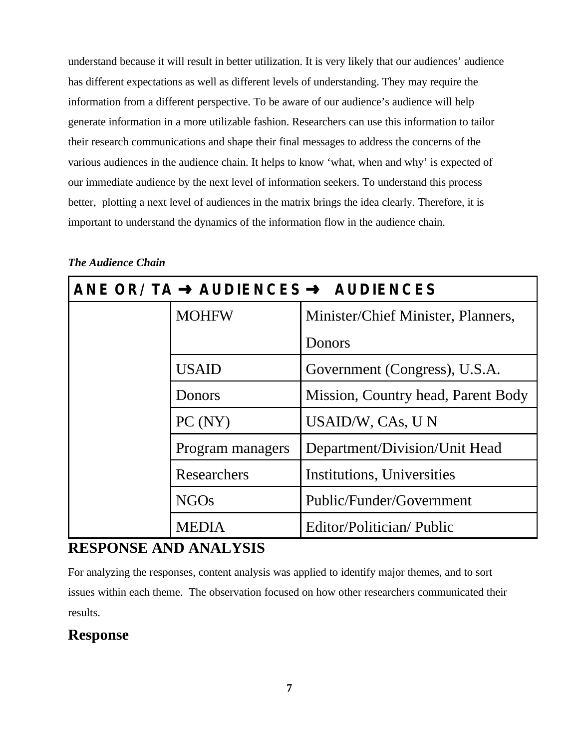understand because it will result in better utilization. It is very likely that our audiences' audience has different expectations as well as different levels of understanding. They may require the information from a different perspective. To be aware of our audience's audience will help generate information in a more utilizable fashion. Researchers can use this information to tailor their research communications and shape their final messages to address the concerns of the various audiences in the audience chain. It helps to know 'what, when and why' is expected of our immediate audience by the next level of information seekers. To understand this process better, plotting a next level of audiences in the matrix brings the idea clearly. Therefore, it is important to understand the dynamics of the information flow in the audience chain.

***The Audience Chain***

| ANE OR/TA → | AUDIENCES → | AUDIENCES |
|---|---|---|
| | MOHFW | Minister/Chief Minister, Planners, Donors |
| | USAID | Government (Congress), U.S.A. |
| | Donors | Mission, Country head, Parent Body |
| | PC (NY) | USAID/W, CAs, U N |
| | Program managers | Department/Division/Unit Head |
| | Researchers | Institutions, Universities |
| | NGOs | Public/Funder/Government |
| | MEDIA | Editor/Politician/ Public |

## RESPONSE AND ANALYSIS

For analyzing the responses, content analysis was applied to identify major themes, and to sort issues within each theme. The observation focused on how other researchers communicated their results.

### Response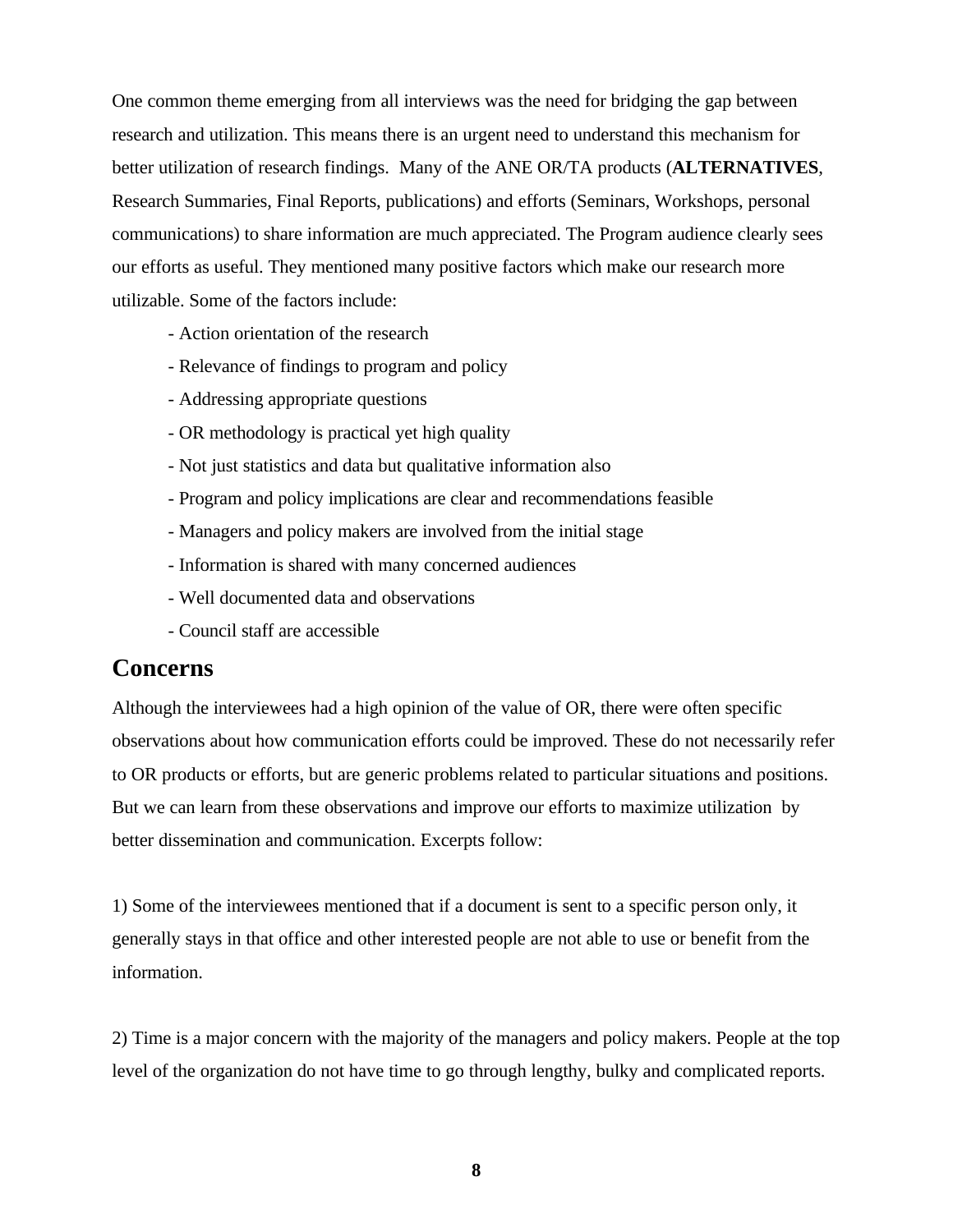One common theme emerging from all interviews was the need for bridging the gap between research and utilization. This means there is an urgent need to understand this mechanism for better utilization of research findings. Many of the ANE OR/TA products (**ALTERNATIVES**, Research Summaries, Final Reports, publications) and efforts (Seminars, Workshops, personal communications) to share information are much appreciated. The Program audience clearly sees our efforts as useful. They mentioned many positive factors which make our research more utilizable. Some of the factors include:

- Action orientation of the research
- Relevance of findings to program and policy
- Addressing appropriate questions
- OR methodology is practical yet high quality
- Not just statistics and data but qualitative information also
- Program and policy implications are clear and recommendations feasible
- Managers and policy makers are involved from the initial stage
- Information is shared with many concerned audiences
- Well documented data and observations
- Council staff are accessible

## Concerns

Although the interviewees had a high opinion of the value of OR, there were often specific observations about how communication efforts could be improved. These do not necessarily refer to OR products or efforts, but are generic problems related to particular situations and positions. But we can learn from these observations and improve our efforts to maximize utilization by better dissemination and communication. Excerpts follow:

1) Some of the interviewees mentioned that if a document is sent to a specific person only, it generally stays in that office and other interested people are not able to use or benefit from the information.

2) Time is a major concern with the majority of the managers and policy makers. People at the top level of the organization do not have time to go through lengthy, bulky and complicated reports.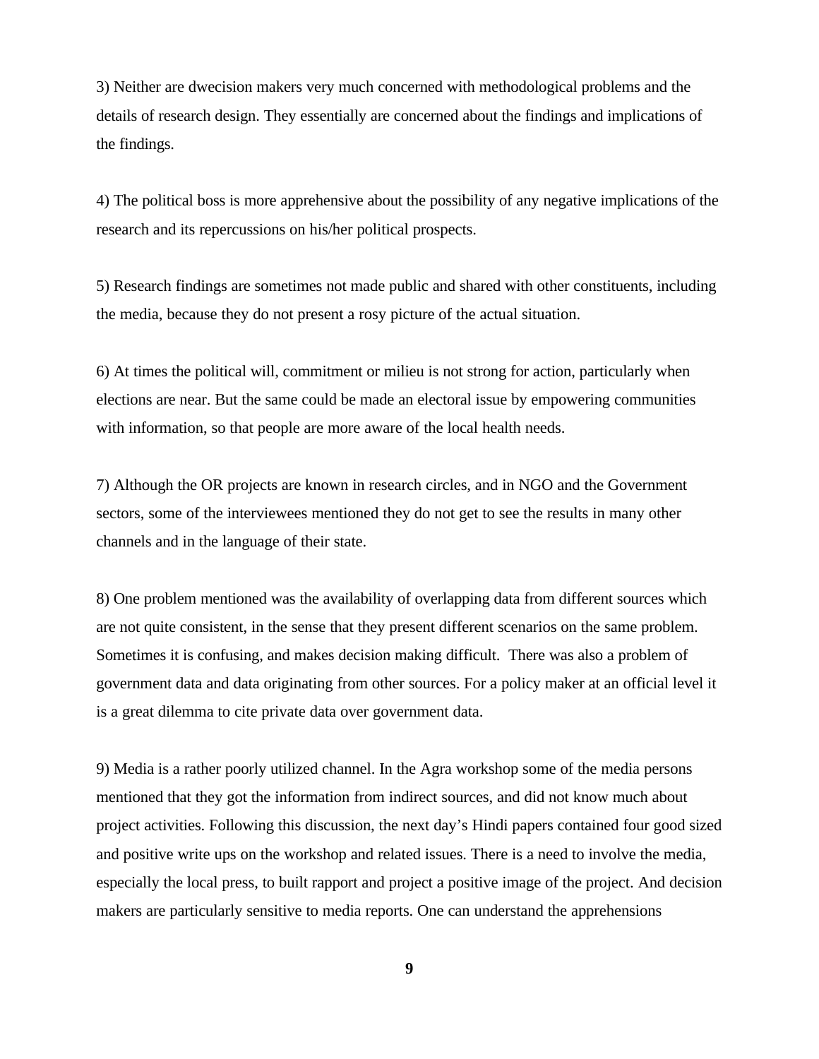3) Neither are dwecision makers very much concerned with methodological problems and the details of research design. They essentially are concerned about the findings and implications of the findings.

4) The political boss is more apprehensive about the possibility of any negative implications of the research and its repercussions on his/her political prospects.

5) Research findings are sometimes not made public and shared with other constituents, including the media, because they do not present a rosy picture of the actual situation.

6) At times the political will, commitment or milieu is not strong for action, particularly when elections are near. But the same could be made an electoral issue by empowering communities with information, so that people are more aware of the local health needs.

7) Although the OR projects are known in research circles, and in NGO and the Government sectors, some of the interviewees mentioned they do not get to see the results in many other channels and in the language of their state.

8) One problem mentioned was the availability of overlapping data from different sources which are not quite consistent, in the sense that they present different scenarios on the same problem. Sometimes it is confusing, and makes decision making difficult. There was also a problem of government data and data originating from other sources. For a policy maker at an official level it is a great dilemma to cite private data over government data.

9) Media is a rather poorly utilized channel. In the Agra workshop some of the media persons mentioned that they got the information from indirect sources, and did not know much about project activities. Following this discussion, the next day's Hindi papers contained four good sized and positive write ups on the workshop and related issues. There is a need to involve the media, especially the local press, to built rapport and project a positive image of the project. And decision makers are particularly sensitive to media reports. One can understand the apprehensions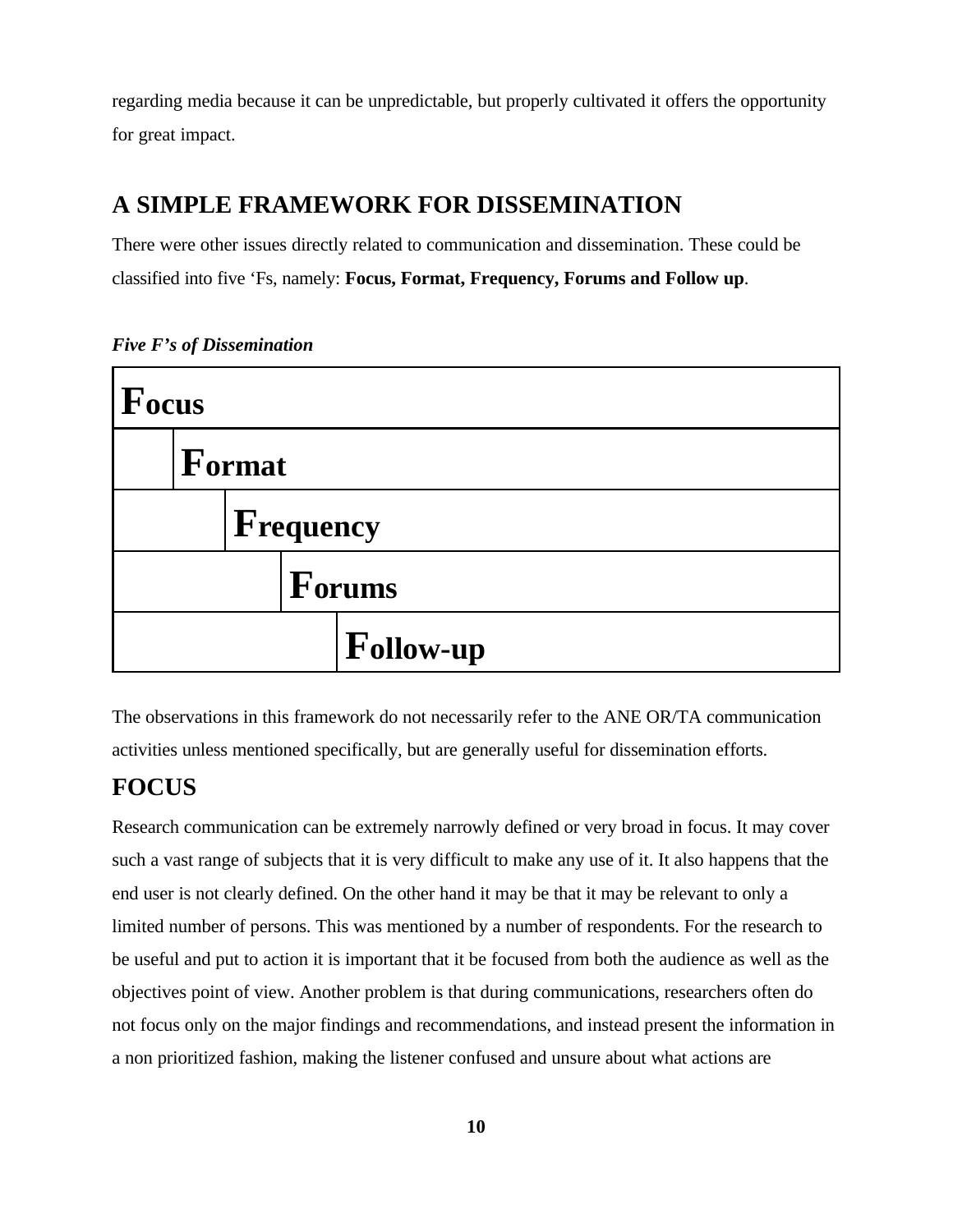regarding media because it can be unpredictable, but properly cultivated it offers the opportunity for great impact.

## A SIMPLE FRAMEWORK FOR DISSEMINATION

There were other issues directly related to communication and dissemination. These could be classified into five 'Fs, namely: **Focus, Format, Frequency, Forums and Follow up**.

***Five F's of Dissemination***

| **Focus** | | | | |
|---|---|---|---|---|
| | **Format** | | | |
| | | **Frequency** | | |
| | | | **Forums** | |
| | | | | **Follow-up** |

The observations in this framework do not necessarily refer to the ANE OR/TA communication activities unless mentioned specifically, but are generally useful for dissemination efforts.

## FOCUS

Research communication can be extremely narrowly defined or very broad in focus. It may cover such a vast range of subjects that it is very difficult to make any use of it. It also happens that the end user is not clearly defined. On the other hand it may be that it may be relevant to only a limited number of persons. This was mentioned by a number of respondents. For the research to be useful and put to action it is important that it be focused from both the audience as well as the objectives point of view. Another problem is that during communications, researchers often do not focus only on the major findings and recommendations, and instead present the information in a non prioritized fashion, making the listener confused and unsure about what actions are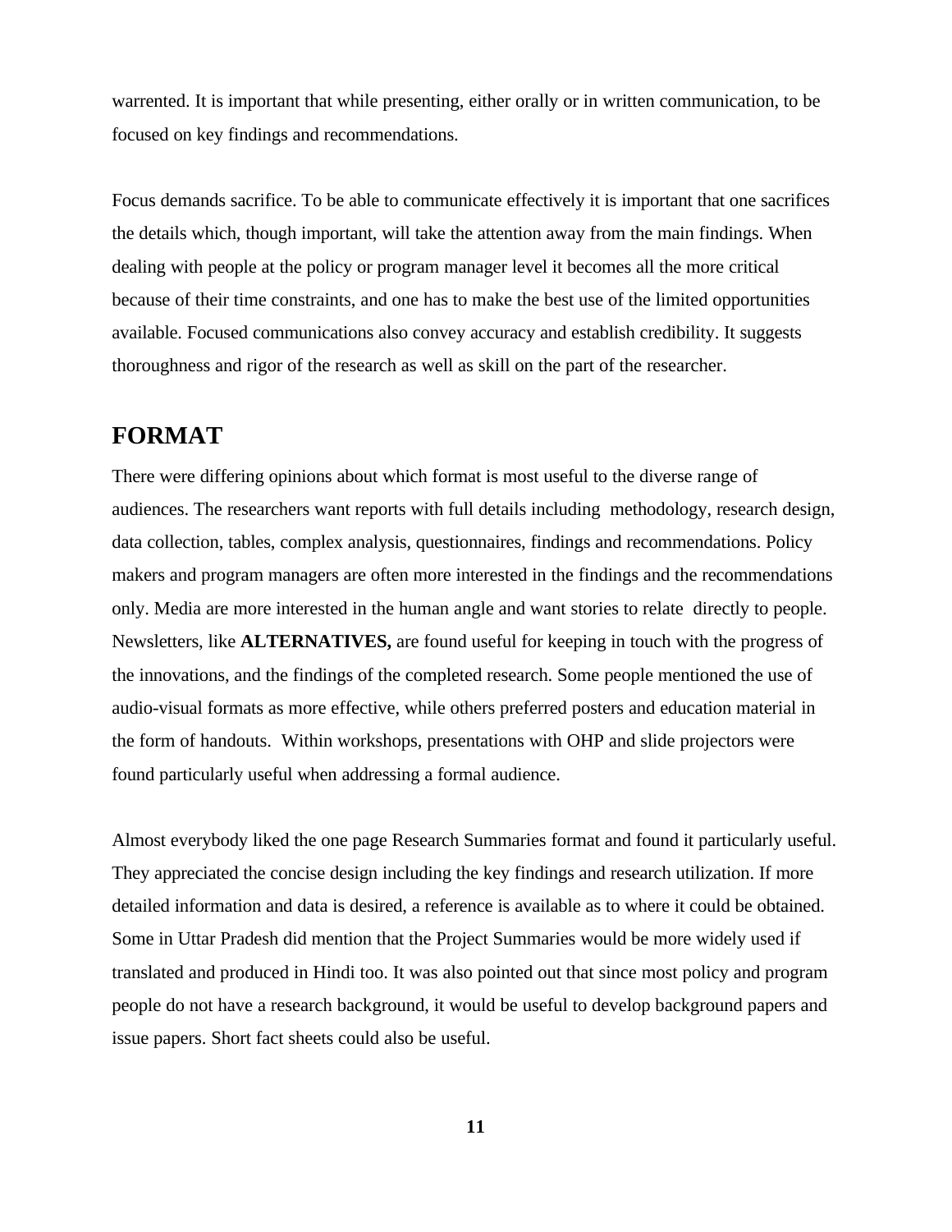warrented. It is important that while presenting, either orally or in written communication, to be focused on key findings and recommendations.

Focus demands sacrifice. To be able to communicate effectively it is important that one sacrifices the details which, though important, will take the attention away from the main findings. When dealing with people at the policy or program manager level it becomes all the more critical because of their time constraints, and one has to make the best use of the limited opportunities available. Focused communications also convey accuracy and establish credibility. It suggests thoroughness and rigor of the research as well as skill on the part of the researcher.

## FORMAT

There were differing opinions about which format is most useful to the diverse range of audiences. The researchers want reports with full details including methodology, research design, data collection, tables, complex analysis, questionnaires, findings and recommendations. Policy makers and program managers are often more interested in the findings and the recommendations only. Media are more interested in the human angle and want stories to relate directly to people. Newsletters, like **ALTERNATIVES,** are found useful for keeping in touch with the progress of the innovations, and the findings of the completed research. Some people mentioned the use of audio-visual formats as more effective, while others preferred posters and education material in the form of handouts. Within workshops, presentations with OHP and slide projectors were found particularly useful when addressing a formal audience.

Almost everybody liked the one page Research Summaries format and found it particularly useful. They appreciated the concise design including the key findings and research utilization. If more detailed information and data is desired, a reference is available as to where it could be obtained. Some in Uttar Pradesh did mention that the Project Summaries would be more widely used if translated and produced in Hindi too. It was also pointed out that since most policy and program people do not have a research background, it would be useful to develop background papers and issue papers. Short fact sheets could also be useful.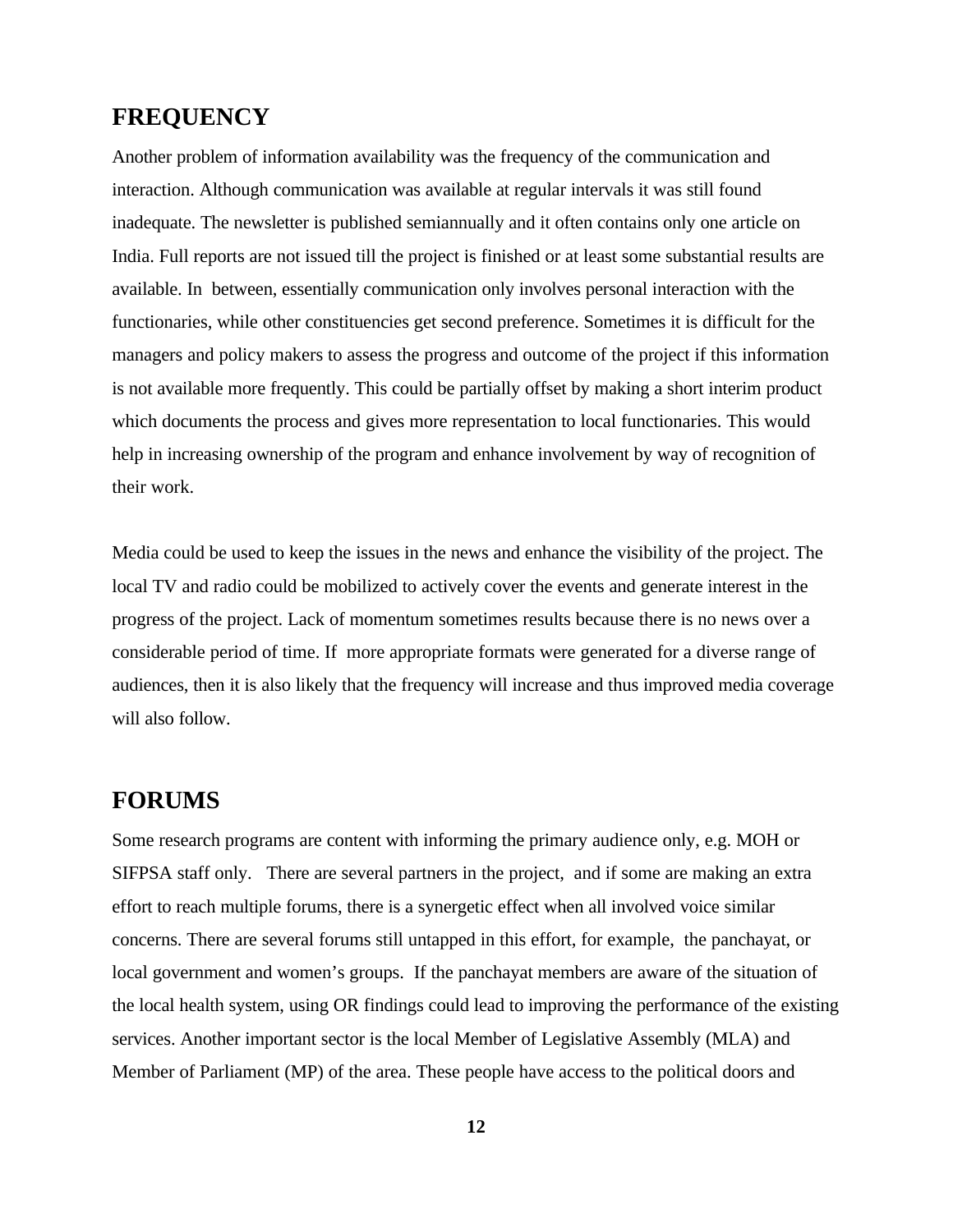## FREQUENCY

Another problem of information availability was the frequency of the communication and interaction. Although communication was available at regular intervals it was still found inadequate. The newsletter is published semiannually and it often contains only one article on India. Full reports are not issued till the project is finished or at least some substantial results are available. In between, essentially communication only involves personal interaction with the functionaries, while other constituencies get second preference. Sometimes it is difficult for the managers and policy makers to assess the progress and outcome of the project if this information is not available more frequently. This could be partially offset by making a short interim product which documents the process and gives more representation to local functionaries. This would help in increasing ownership of the program and enhance involvement by way of recognition of their work.

Media could be used to keep the issues in the news and enhance the visibility of the project. The local TV and radio could be mobilized to actively cover the events and generate interest in the progress of the project. Lack of momentum sometimes results because there is no news over a considerable period of time. If more appropriate formats were generated for a diverse range of audiences, then it is also likely that the frequency will increase and thus improved media coverage will also follow.

## FORUMS

Some research programs are content with informing the primary audience only, e.g. MOH or SIFPSA staff only. There are several partners in the project, and if some are making an extra effort to reach multiple forums, there is a synergetic effect when all involved voice similar concerns. There are several forums still untapped in this effort, for example, the panchayat, or local government and women's groups. If the panchayat members are aware of the situation of the local health system, using OR findings could lead to improving the performance of the existing services. Another important sector is the local Member of Legislative Assembly (MLA) and Member of Parliament (MP) of the area. These people have access to the political doors and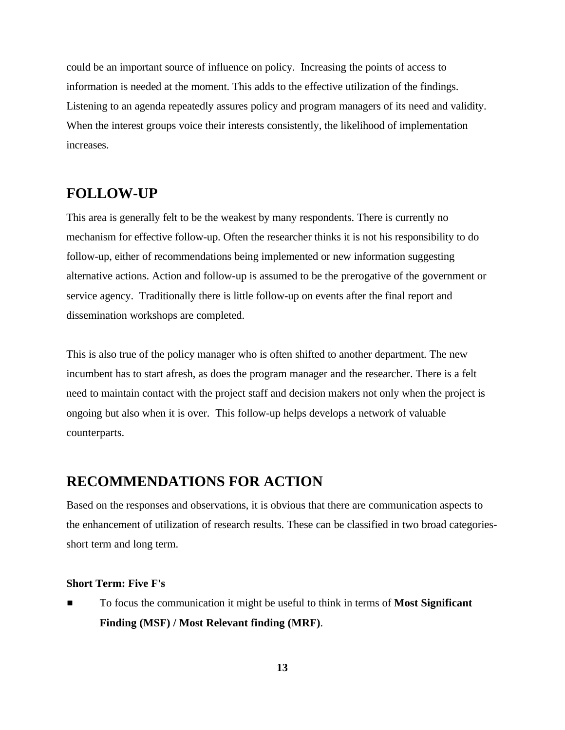could be an important source of influence on policy.  Increasing the points of access to information is needed at the moment. This adds to the effective utilization of the findings. Listening to an agenda repeatedly assures policy and program managers of its need and validity. When the interest groups voice their interests consistently, the likelihood of implementation increases.

## FOLLOW-UP

This area is generally felt to be the weakest by many respondents. There is currently no mechanism for effective follow-up. Often the researcher thinks it is not his responsibility to do follow-up, either of recommendations being implemented or new information suggesting alternative actions. Action and follow-up is assumed to be the prerogative of the government or service agency.  Traditionally there is little follow-up on events after the final report and dissemination workshops are completed.

This is also true of the policy manager who is often shifted to another department. The new incumbent has to start afresh, as does the program manager and the researcher. There is a felt need to maintain contact with the project staff and decision makers not only when the project is ongoing but also when it is over.  This follow-up helps develops a network of valuable counterparts.

## RECOMMENDATIONS FOR ACTION

Based on the responses and observations, it is obvious that there are communication aspects to the enhancement of utilization of research results. These can be classified in two broad categories- short term and long term.

**Short Term: Five F's**

- To focus the communication it might be useful to think in terms of **Most Significant Finding (MSF) / Most Relevant finding (MRF)**.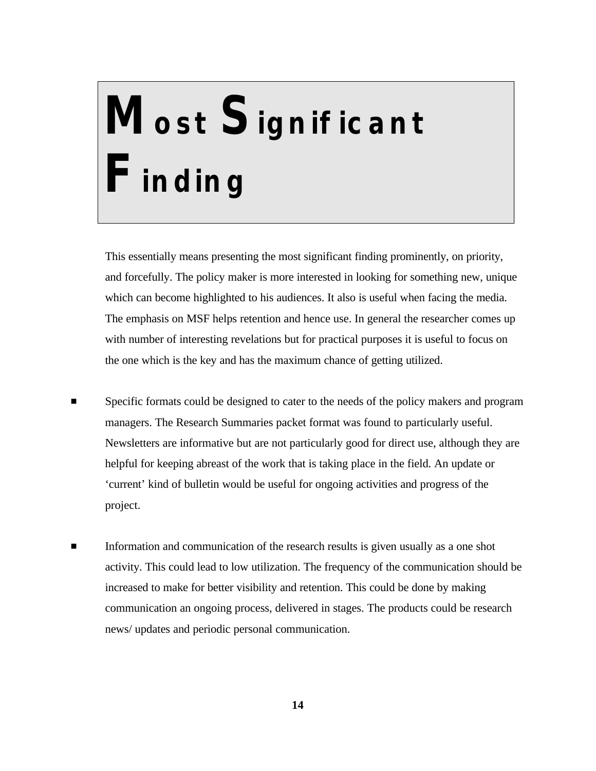# Most Significant Finding

This essentially means presenting the most significant finding prominently, on priority, and forcefully. The policy maker is more interested in looking for something new, unique which can become highlighted to his audiences. It also is useful when facing the media. The emphasis on MSF helps retention and hence use. In general the researcher comes up with number of interesting revelations but for practical purposes it is useful to focus on the one which is the key and has the maximum chance of getting utilized.

- Specific formats could be designed to cater to the needs of the policy makers and program managers. The Research Summaries packet format was found to particularly useful. Newsletters are informative but are not particularly good for direct use, although they are helpful for keeping abreast of the work that is taking place in the field. An update or 'current' kind of bulletin would be useful for ongoing activities and progress of the project.

- Information and communication of the research results is given usually as a one shot activity. This could lead to low utilization. The frequency of the communication should be increased to make for better visibility and retention. This could be done by making communication an ongoing process, delivered in stages. The products could be research news/ updates and periodic personal communication.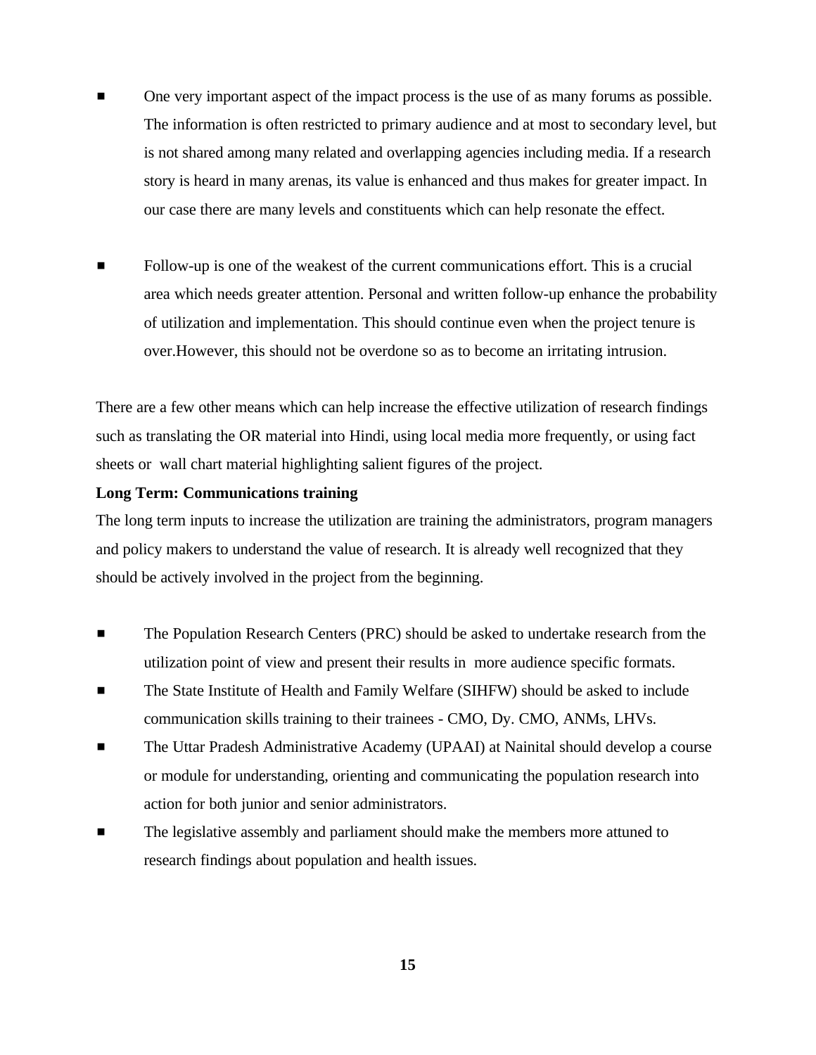- One very important aspect of the impact process is the use of as many forums as possible. The information is often restricted to primary audience and at most to secondary level, but is not shared among many related and overlapping agencies including media. If a research story is heard in many arenas, its value is enhanced and thus makes for greater impact. In our case there are many levels and constituents which can help resonate the effect.

- Follow-up is one of the weakest of the current communications effort. This is a crucial area which needs greater attention. Personal and written follow-up enhance the probability of utilization and implementation. This should continue even when the project tenure is over.However, this should not be overdone so as to become an irritating intrusion.

There are a few other means which can help increase the effective utilization of research findings such as translating the OR material into Hindi, using local media more frequently, or using fact sheets or wall chart material highlighting salient figures of the project.

**Long Term: Communications training**

The long term inputs to increase the utilization are training the administrators, program managers and policy makers to understand the value of research. It is already well recognized that they should be actively involved in the project from the beginning.

- The Population Research Centers (PRC) should be asked to undertake research from the utilization point of view and present their results in more audience specific formats.
- The State Institute of Health and Family Welfare (SIHFW) should be asked to include communication skills training to their trainees - CMO, Dy. CMO, ANMs, LHVs.
- The Uttar Pradesh Administrative Academy (UPAAI) at Nainital should develop a course or module for understanding, orienting and communicating the population research into action for both junior and senior administrators.
- The legislative assembly and parliament should make the members more attuned to research findings about population and health issues.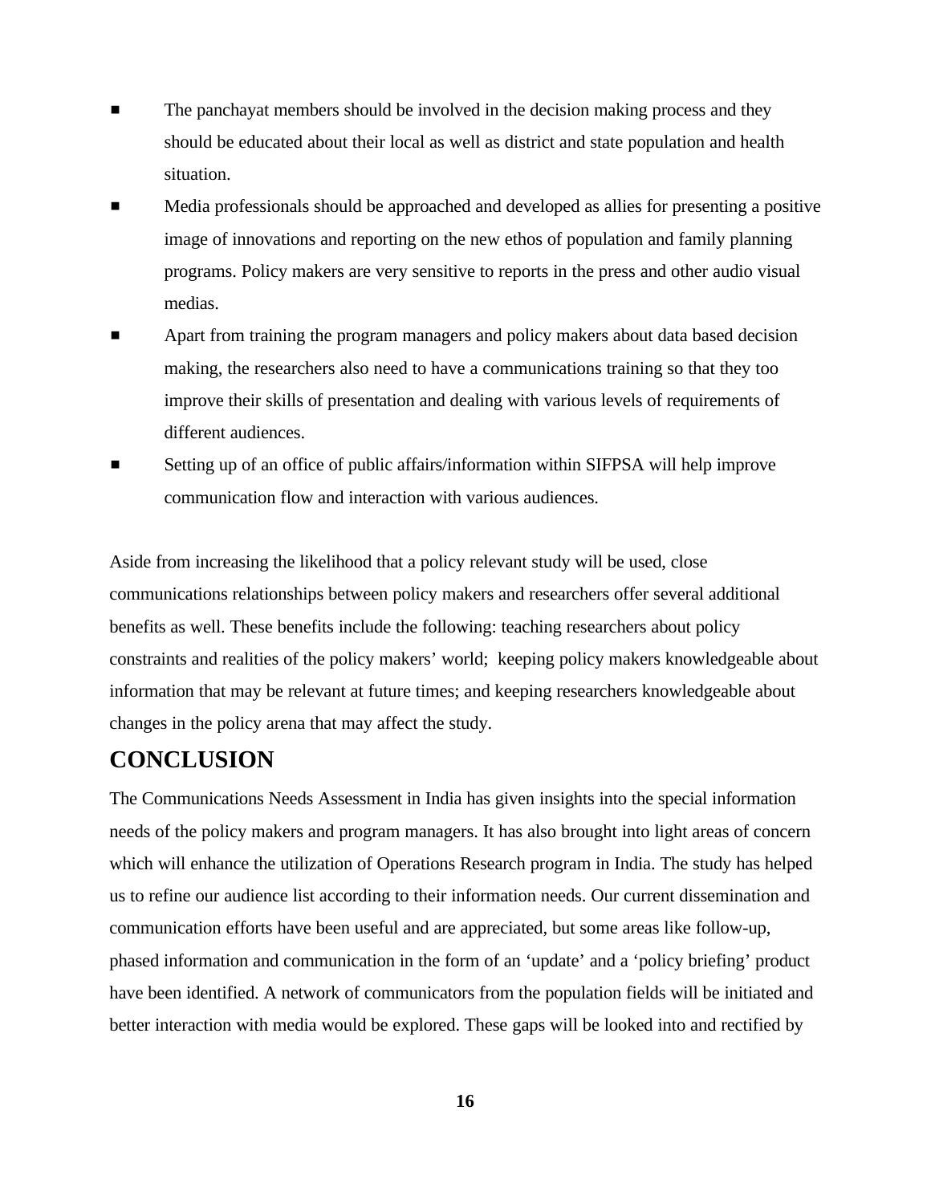- The panchayat members should be involved in the decision making process and they should be educated about their local as well as district and state population and health situation.
- Media professionals should be approached and developed as allies for presenting a positive image of innovations and reporting on the new ethos of population and family planning programs. Policy makers are very sensitive to reports in the press and other audio visual medias.
- Apart from training the program managers and policy makers about data based decision making, the researchers also need to have a communications training so that they too improve their skills of presentation and dealing with various levels of requirements of different audiences.
- Setting up of an office of public affairs/information within SIFPSA will help improve communication flow and interaction with various audiences.

Aside from increasing the likelihood that a policy relevant study will be used, close communications relationships between policy makers and researchers offer several additional benefits as well. These benefits include the following: teaching researchers about policy constraints and realities of the policy makers' world; keeping policy makers knowledgeable about information that may be relevant at future times; and keeping researchers knowledgeable about changes in the policy arena that may affect the study.

## CONCLUSION

The Communications Needs Assessment in India has given insights into the special information needs of the policy makers and program managers. It has also brought into light areas of concern which will enhance the utilization of Operations Research program in India. The study has helped us to refine our audience list according to their information needs. Our current dissemination and communication efforts have been useful and are appreciated, but some areas like follow-up, phased information and communication in the form of an 'update' and a 'policy briefing' product have been identified. A network of communicators from the population fields will be initiated and better interaction with media would be explored. These gaps will be looked into and rectified by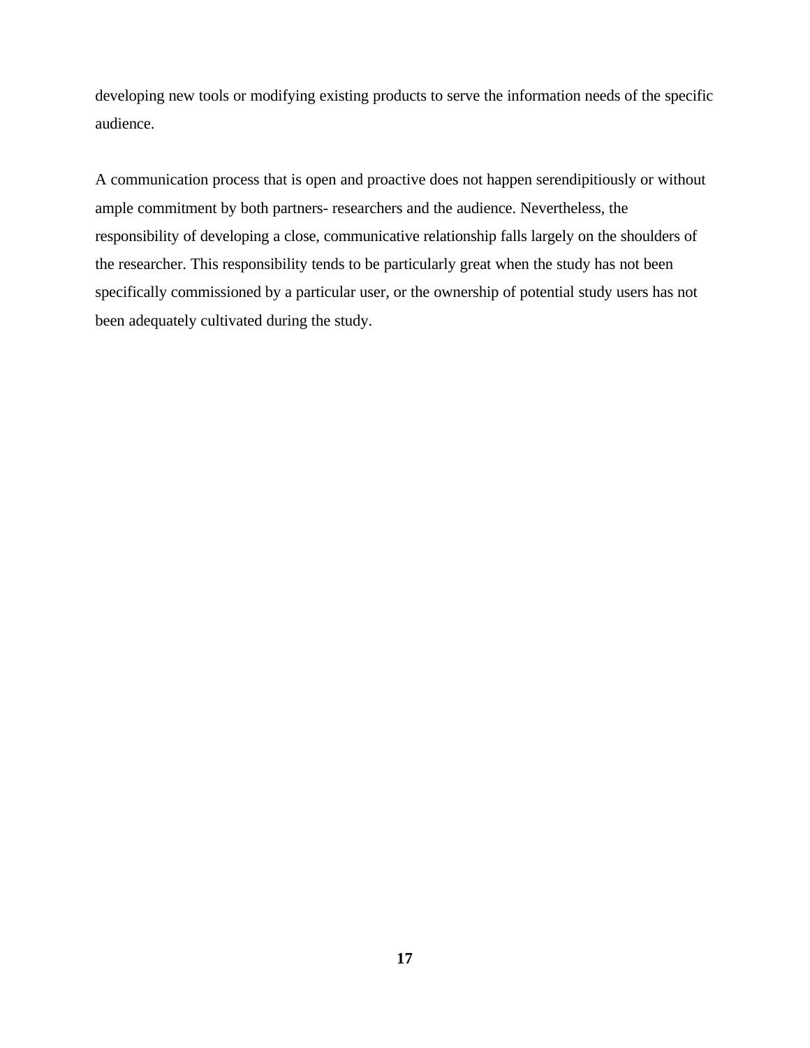developing new tools or modifying existing products to serve the information needs of the specific audience.

A communication process that is open and proactive does not happen serendipitiously or without ample commitment by both partners- researchers and the audience. Nevertheless, the responsibility of developing a close, communicative relationship falls largely on the shoulders of the researcher. This responsibility tends to be particularly great when the study has not been specifically commissioned by a particular user, or the ownership of potential study users has not been adequately cultivated during the study.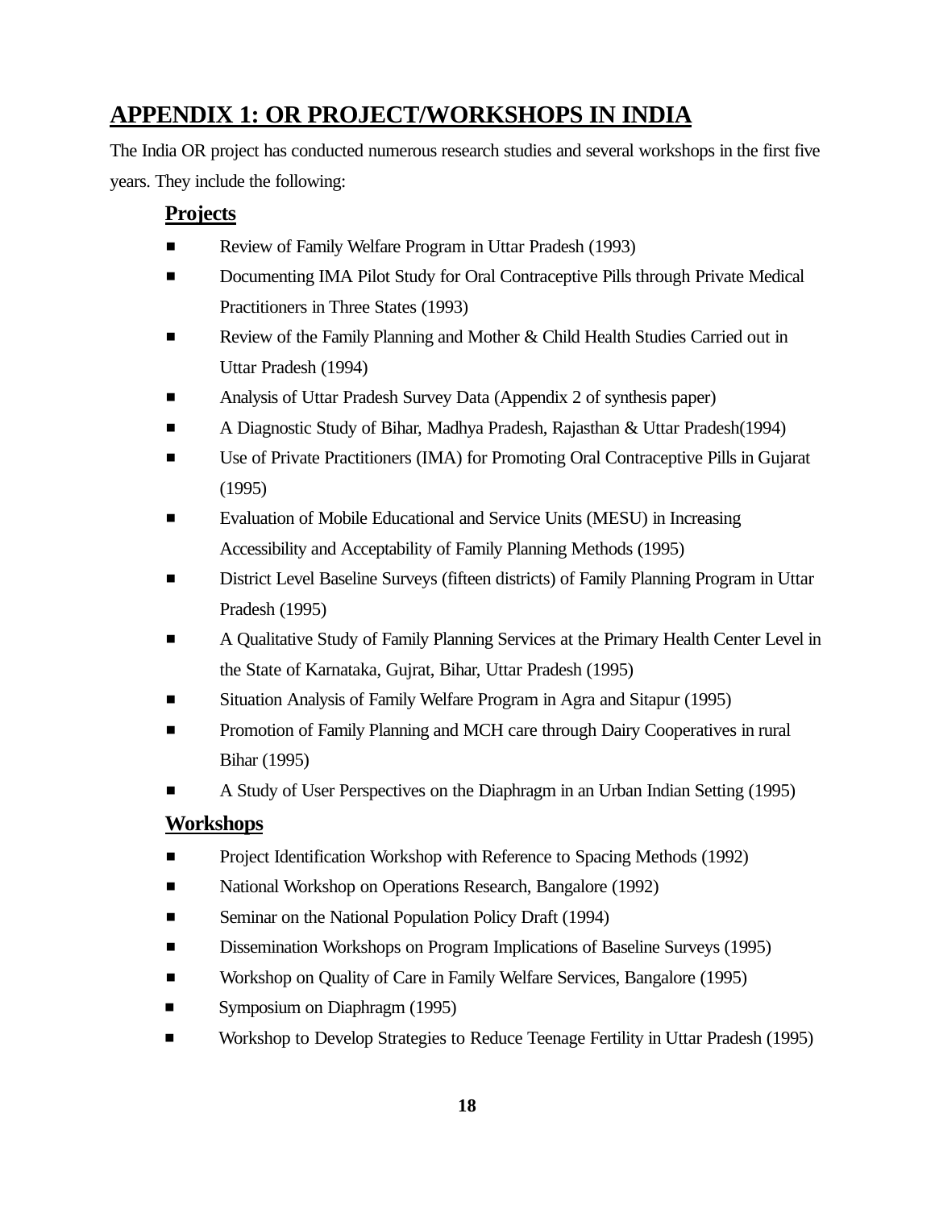## APPENDIX 1: OR PROJECT/WORKSHOPS IN INDIA

The India OR project has conducted numerous research studies and several workshops in the first five years. They include the following:

### Projects

- Review of Family Welfare Program in Uttar Pradesh (1993)
- Documenting IMA Pilot Study for Oral Contraceptive Pills through Private Medical Practitioners in Three States (1993)
- Review of the Family Planning and Mother & Child Health Studies Carried out in Uttar Pradesh (1994)
- Analysis of Uttar Pradesh Survey Data (Appendix 2 of synthesis paper)
- A Diagnostic Study of Bihar, Madhya Pradesh, Rajasthan & Uttar Pradesh(1994)
- Use of Private Practitioners (IMA) for Promoting Oral Contraceptive Pills in Gujarat (1995)
- Evaluation of Mobile Educational and Service Units (MESU) in Increasing Accessibility and Acceptability of Family Planning Methods (1995)
- District Level Baseline Surveys (fifteen districts) of Family Planning Program in Uttar Pradesh (1995)
- A Qualitative Study of Family Planning Services at the Primary Health Center Level in the State of Karnataka, Gujrat, Bihar, Uttar Pradesh (1995)
- Situation Analysis of Family Welfare Program in Agra and Sitapur (1995)
- Promotion of Family Planning and MCH care through Dairy Cooperatives in rural Bihar (1995)
- A Study of User Perspectives on the Diaphragm in an Urban Indian Setting (1995)

### Workshops

- Project Identification Workshop with Reference to Spacing Methods (1992)
- National Workshop on Operations Research, Bangalore (1992)
- Seminar on the National Population Policy Draft (1994)
- Dissemination Workshops on Program Implications of Baseline Surveys (1995)
- Workshop on Quality of Care in Family Welfare Services, Bangalore (1995)
- Symposium on Diaphragm (1995)
- Workshop to Develop Strategies to Reduce Teenage Fertility in Uttar Pradesh (1995)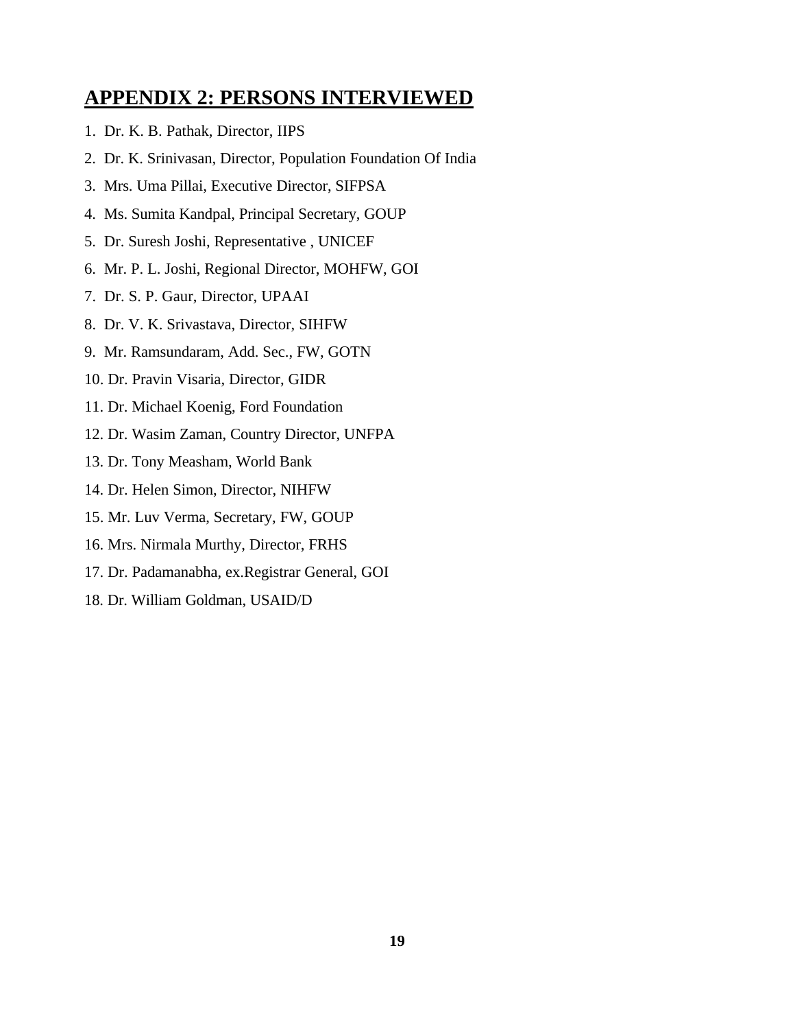## APPENDIX 2: PERSONS INTERVIEWED

1. Dr. K. B. Pathak, Director, IIPS
2. Dr. K. Srinivasan, Director, Population Foundation Of India
3. Mrs. Uma Pillai, Executive Director, SIFPSA
4. Ms. Sumita Kandpal, Principal Secretary, GOUP
5. Dr. Suresh Joshi, Representative , UNICEF
6. Mr. P. L. Joshi, Regional Director, MOHFW, GOI
7. Dr. S. P. Gaur, Director, UPAAI
8. Dr. V. K. Srivastava, Director, SIHFW
9. Mr. Ramsundaram, Add. Sec., FW, GOTN
10. Dr. Pravin Visaria, Director, GIDR
11. Dr. Michael Koenig, Ford Foundation
12. Dr. Wasim Zaman, Country Director, UNFPA
13. Dr. Tony Measham, World Bank
14. Dr. Helen Simon, Director, NIHFW
15. Mr. Luv Verma, Secretary, FW, GOUP
16. Mrs. Nirmala Murthy, Director, FRHS
17. Dr. Padamanabha, ex.Registrar General, GOI
18. Dr. William Goldman, USAID/D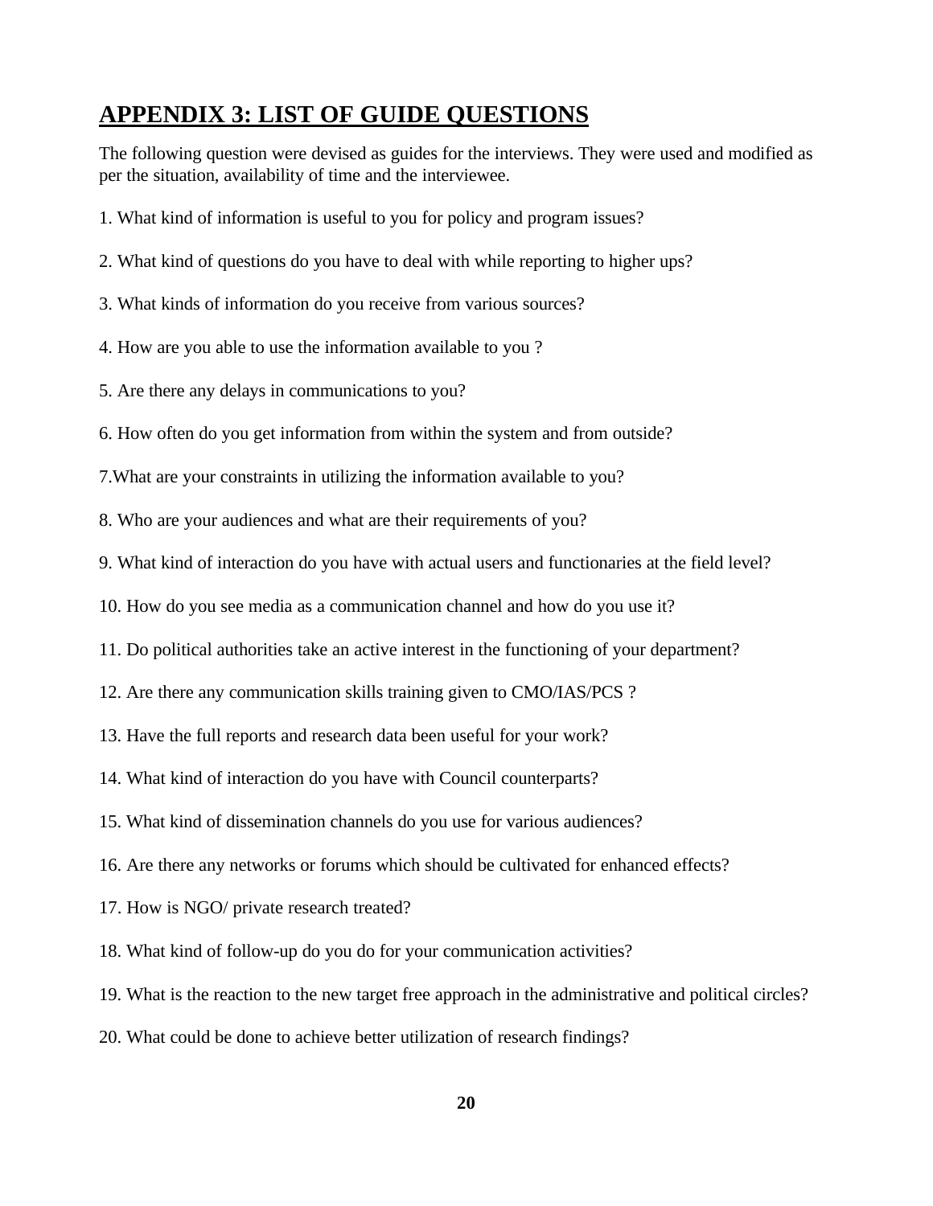# APPENDIX 3: LIST OF GUIDE QUESTIONS

The following question were devised as guides for the interviews. They were used and modified as per the situation, availability of time and the interviewee.

1. What kind of information is useful to you for policy and program issues?

2. What kind of questions do you have to deal with while reporting to higher ups?

3. What kinds of information do you receive from various sources?

4. How are you able to use the information available to you ?

5. Are there any delays in communications to you?

6. How often do you get information from within the system and from outside?

7.What are your constraints in utilizing the information available to you?

8. Who are your audiences and what are their requirements of you?

9. What kind of interaction do you have with actual users and functionaries at the field level?

10. How do you see media as a communication channel and how do you use it?

11. Do political authorities take an active interest in the functioning of your department?

12. Are there any communication skills training given to CMO/IAS/PCS ?

13. Have the full reports and research data been useful for your work?

14. What kind of interaction do you have with Council counterparts?

15. What kind of dissemination channels do you use for various audiences?

16. Are there any networks or forums which should be cultivated for enhanced effects?

17. How is NGO/ private research treated?

18. What kind of follow-up do you do for your communication activities?

19. What is the reaction to the new target free approach in the administrative and political circles?

20. What could be done to achieve better utilization of research findings?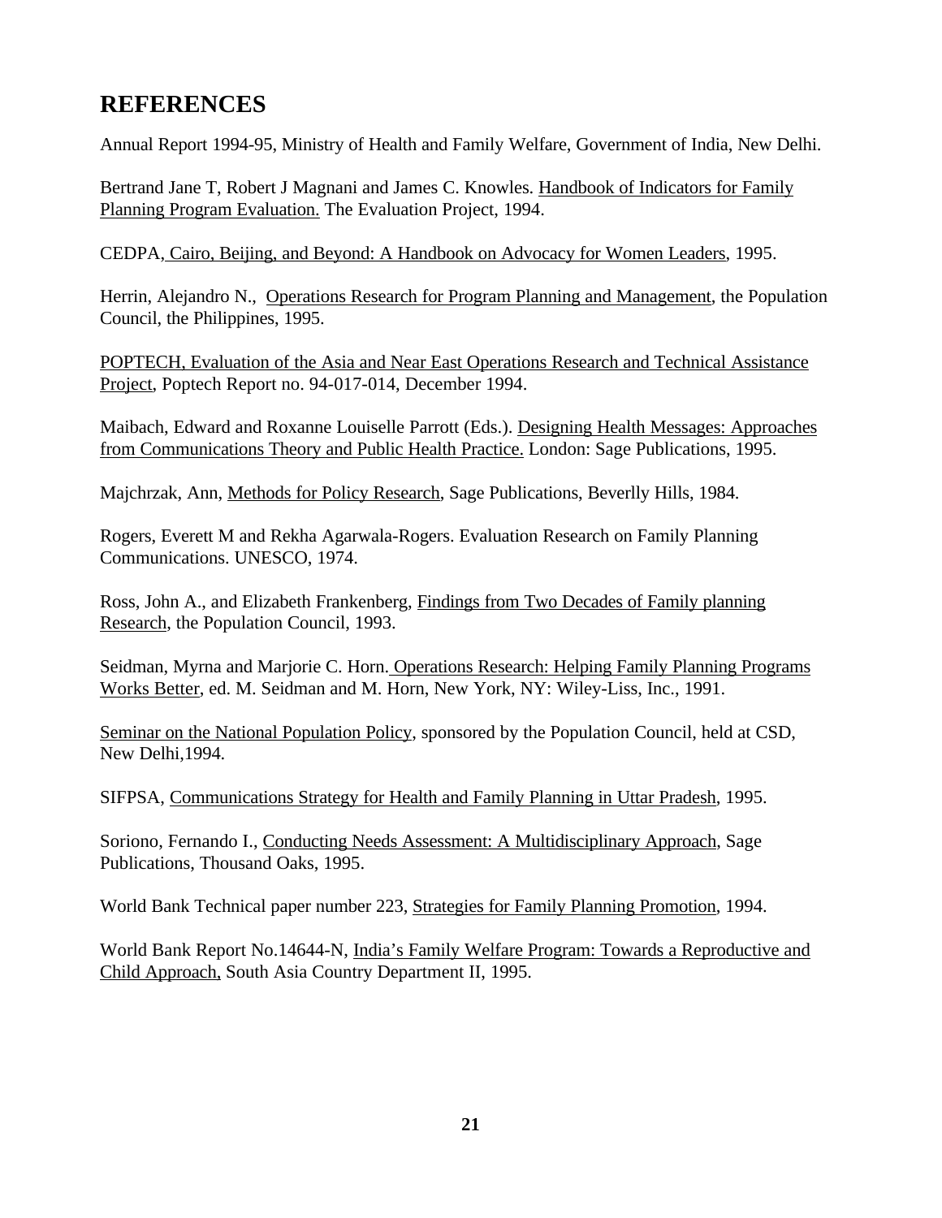# REFERENCES

Annual Report 1994-95, Ministry of Health and Family Welfare, Government of India, New Delhi.

Bertrand Jane T, Robert J Magnani and James C. Knowles. Handbook of Indicators for Family Planning Program Evaluation. The Evaluation Project, 1994.

CEDPA, Cairo, Beijing, and Beyond: A Handbook on Advocacy for Women Leaders, 1995.

Herrin, Alejandro N., Operations Research for Program Planning and Management, the Population Council, the Philippines, 1995.

POPTECH, Evaluation of the Asia and Near East Operations Research and Technical Assistance Project, Poptech Report no. 94-017-014, December 1994.

Maibach, Edward and Roxanne Louiselle Parrott (Eds.). Designing Health Messages: Approaches from Communications Theory and Public Health Practice. London: Sage Publications, 1995.

Majchrzak, Ann, Methods for Policy Research, Sage Publications, Beverlly Hills, 1984.

Rogers, Everett M and Rekha Agarwala-Rogers. Evaluation Research on Family Planning Communications. UNESCO, 1974.

Ross, John A., and Elizabeth Frankenberg, Findings from Two Decades of Family planning Research, the Population Council, 1993.

Seidman, Myrna and Marjorie C. Horn. Operations Research: Helping Family Planning Programs Works Better, ed. M. Seidman and M. Horn, New York, NY: Wiley-Liss, Inc., 1991.

Seminar on the National Population Policy, sponsored by the Population Council, held at CSD, New Delhi,1994.

SIFPSA, Communications Strategy for Health and Family Planning in Uttar Pradesh, 1995.

Soriono, Fernando I., Conducting Needs Assessment: A Multidisciplinary Approach, Sage Publications, Thousand Oaks, 1995.

World Bank Technical paper number 223, Strategies for Family Planning Promotion, 1994.

World Bank Report No.14644-N, India's Family Welfare Program: Towards a Reproductive and Child Approach, South Asia Country Department II, 1995.